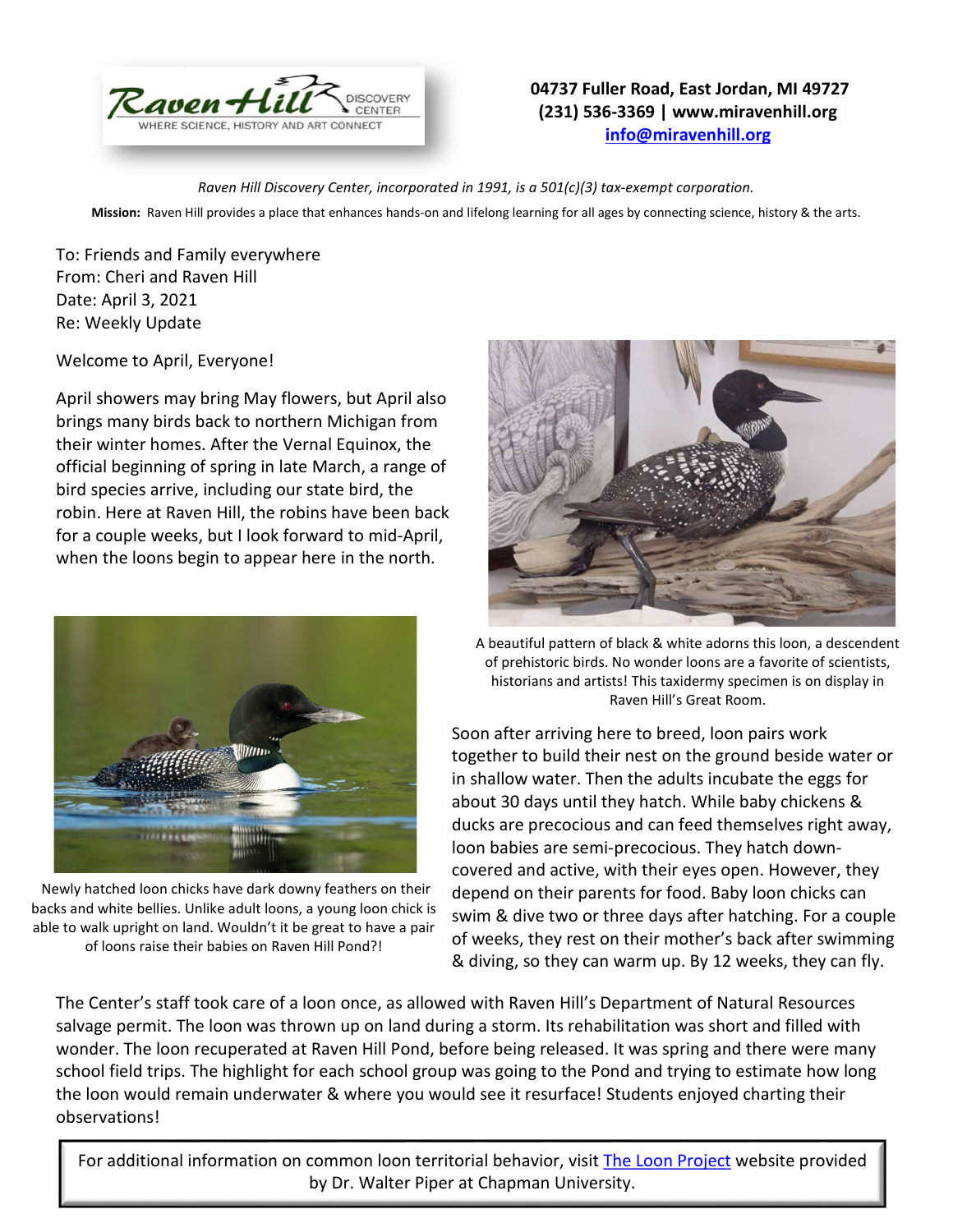Raven Hill Discovery Center — Where Science, History and Art Connect

**04737 Fuller Road, East Jordan, MI 49727**
**(231) 536-3369 | www.miravenhill.org**
**info@miravenhill.org**

*Raven Hill Discovery Center, incorporated in 1991, is a 501(c)(3) tax-exempt corporation.*

**Mission:** Raven Hill provides a place that enhances hands-on and lifelong learning for all ages by connecting science, history & the arts.

To: Friends and Family everywhere
From: Cheri and Raven Hill
Date: April 3, 2021
Re: Weekly Update

Welcome to April, Everyone!

April showers may bring May flowers, but April also brings many birds back to northern Michigan from their winter homes. After the Vernal Equinox, the official beginning of spring in late March, a range of bird species arrive, including our state bird, the robin. Here at Raven Hill, the robins have been back for a couple weeks, but I look forward to mid-April, when the loons begin to appear here in the north.

A beautiful pattern of black & white adorns this loon, a descendent of prehistoric birds. No wonder loons are a favorite of scientists, historians and artists! This taxidermy specimen is on display in Raven Hill's Great Room.

Newly hatched loon chicks have dark downy feathers on their backs and white bellies. Unlike adult loons, a young loon chick is able to walk upright on land. Wouldn't it be great to have a pair of loons raise their babies on Raven Hill Pond?!

Soon after arriving here to breed, loon pairs work together to build their nest on the ground beside water or in shallow water. Then the adults incubate the eggs for about 30 days until they hatch. While baby chickens & ducks are precocious and can feed themselves right away, loon babies are semi-precocious. They hatch down-covered and active, with their eyes open. However, they depend on their parents for food. Baby loon chicks can swim & dive two or three days after hatching. For a couple of weeks, they rest on their mother's back after swimming & diving, so they can warm up. By 12 weeks, they can fly.

The Center's staff took care of a loon once, as allowed with Raven Hill's Department of Natural Resources salvage permit. The loon was thrown up on land during a storm. Its rehabilitation was short and filled with wonder. The loon recuperated at Raven Hill Pond, before being released. It was spring and there were many school field trips. The highlight for each school group was going to the Pond and trying to estimate how long the loon would remain underwater & where you would see it resurface! Students enjoyed charting their observations!

For additional information on common loon territorial behavior, visit The Loon Project website provided by Dr. Walter Piper at Chapman University.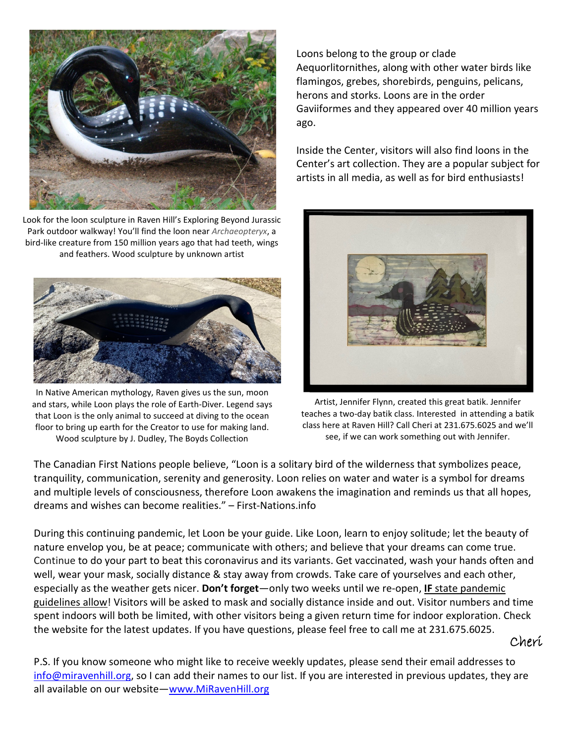Look for the loon sculpture in Raven Hill's Exploring Beyond Jurassic Park outdoor walkway! You'll find the loon near *Archaeopteryx*, a bird-like creature from 150 million years ago that had teeth, wings and feathers. Wood sculpture by unknown artist

In Native American mythology, Raven gives us the sun, moon and stars, while Loon plays the role of Earth-Diver. Legend says that Loon is the only animal to succeed at diving to the ocean floor to bring up earth for the Creator to use for making land. Wood sculpture by J. Dudley, The Boyds Collection

Loons belong to the group or clade Aequorlitornithes, along with other water birds like flamingos, grebes, shorebirds, penguins, pelicans, herons and storks. Loons are in the order Gaviiformes and they appeared over 40 million years ago.

Inside the Center, visitors will also find loons in the Center's art collection. They are a popular subject for artists in all media, as well as for bird enthusiasts!

Artist, Jennifer Flynn, created this great batik. Jennifer teaches a two-day batik class. Interested in attending a batik class here at Raven Hill? Call Cheri at 231.675.6025 and we'll see, if we can work something out with Jennifer.

The Canadian First Nations people believe, "Loon is a solitary bird of the wilderness that symbolizes peace, tranquility, communication, serenity and generosity. Loon relies on water and water is a symbol for dreams and multiple levels of consciousness, therefore Loon awakens the imagination and reminds us that all hopes, dreams and wishes can become realities." – First-Nations.info

During this continuing pandemic, let Loon be your guide. Like Loon, learn to enjoy solitude; let the beauty of nature envelop you, be at peace; communicate with others; and believe that your dreams can come true. Continue to do your part to beat this coronavirus and its variants. Get vaccinated, wash your hands often and well, wear your mask, socially distance & stay away from crowds. Take care of yourselves and each other, especially as the weather gets nicer. **Don't forget**—only two weeks until we re-open, **IF** state pandemic guidelines allow! Visitors will be asked to mask and socially distance inside and out. Visitor numbers and time spent indoors will both be limited, with other visitors being a given return time for indoor exploration. Check the website for the latest updates. If you have questions, please feel free to call me at 231.675.6025.

Cheri

P.S. If you know someone who might like to receive weekly updates, please send their email addresses to info@miravenhill.org, so I can add their names to our list. If you are interested in previous updates, they are all available on our website—www.MiRavenHill.org